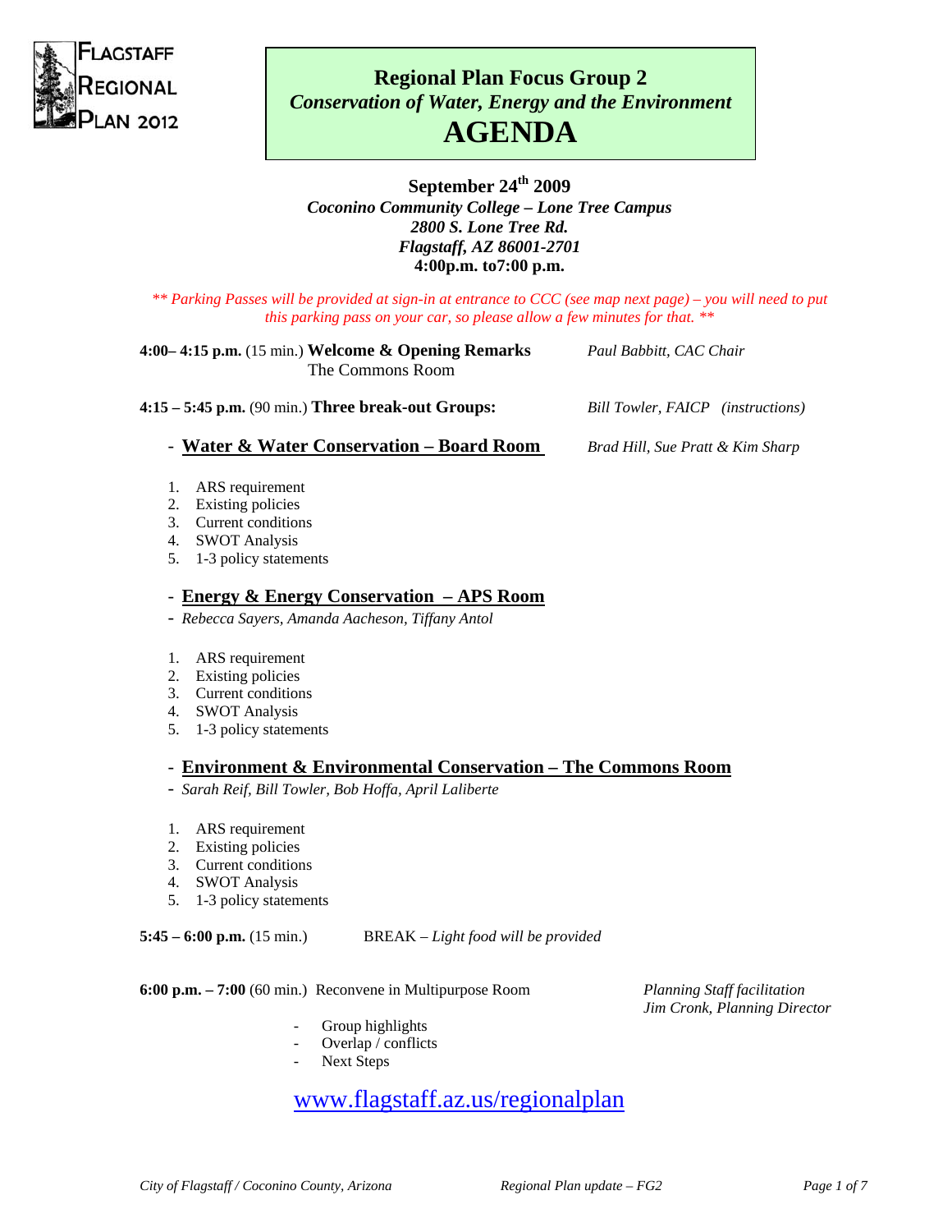FLAGSTAFF REGIONAL PLAN 2012

# Regional Plan Focus Group 2

## *Conservation of Water, Energy and the Environment*

# AGENDA

**September 24th 2009**
***Coconino Community College – Lone Tree Campus***
***2800 S. Lone Tree Rd.***
***Flagstaff, AZ 86001-2701***
**4:00p.m. to7:00 p.m.**

*\*\* Parking Passes will be provided at sign-in at entrance to CCC (see map next page) – you will need to put this parking pass on your car, so please allow a few minutes for that. \*\**

**4:00– 4:15 p.m.** (15 min.) **Welcome & Opening Remarks** — *Paul Babbitt, CAC Chair*
The Commons Room

**4:15 – 5:45 p.m.** (90 min.) **Three break-out Groups:** — *Bill Towler, FAICP (instructions)*

- **Water & Water Conservation – Board Room** — *Brad Hill, Sue Pratt & Kim Sharp*

1. ARS requirement
2. Existing policies
3. Current conditions
4. SWOT Analysis
5. 1-3 policy statements

- **Energy & Energy Conservation – APS Room**
- *Rebecca Sayers, Amanda Aacheson, Tiffany Antol*

1. ARS requirement
2. Existing policies
3. Current conditions
4. SWOT Analysis
5. 1-3 policy statements

- **Environment & Environmental Conservation – The Commons Room**
- *Sarah Reif, Bill Towler, Bob Hoffa, April Laliberte*

1. ARS requirement
2. Existing policies
3. Current conditions
4. SWOT Analysis
5. 1-3 policy statements

**5:45 – 6:00 p.m.** (15 min.) BREAK – *Light food will be provided*

**6:00 p.m. – 7:00** (60 min.) Reconvene in Multipurpose Room — *Planning Staff facilitation, Jim Cronk, Planning Director*

- Group highlights
- Overlap / conflicts
- Next Steps

www.flagstaff.az.us/regionalplan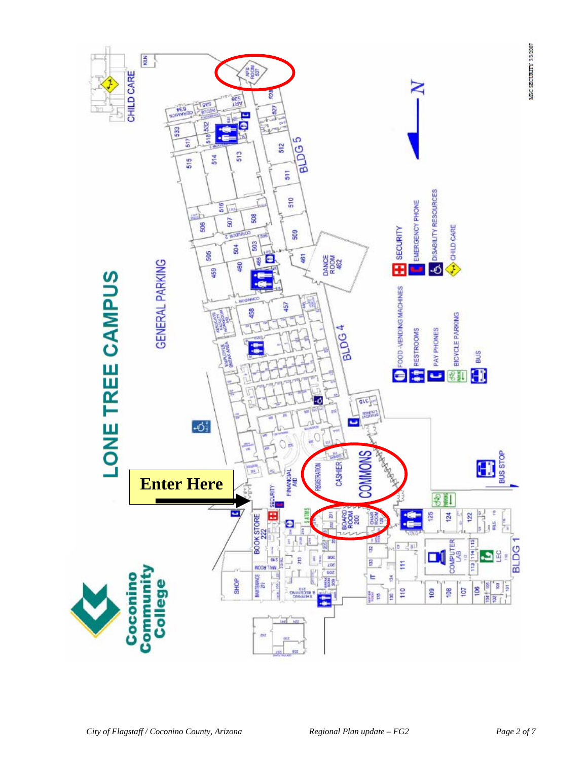# LONE TREE CAMPUS

Coconino Community College

Enter Here

GENERAL PARKING

CHILD CARE

KILN

APS ROOM 537

ART 536

CERAMICS 534

BLDG 5

BLDG 4

BLDG 1

DANCE ROOM 462

COMMONS

REGISTRATION

CASHIER

FINANCIAL AID

SECURITY

BOOK STORE 222

BOARD ROOM 200

CHAIR ROOM 128

MAIL ROOM

MAINTENANCE 219

SHIPPING & RECEIVING 210

SHOP

EMPLOYEE BREAK AREA

STUDENT LOUNGE 315

COMPUTER LAB

LEC

IT

BUS STOP

N

- SECURITY
- EMERGENCY PHONE
- DISABILITY RESOURCES
- CHILD CARE
- FOOD - VENDING MACHINES
- RESTROOMS
- PAY PHONES
- BICYCLE PARKING
- BUS

MSC SECURITY 5/3/2007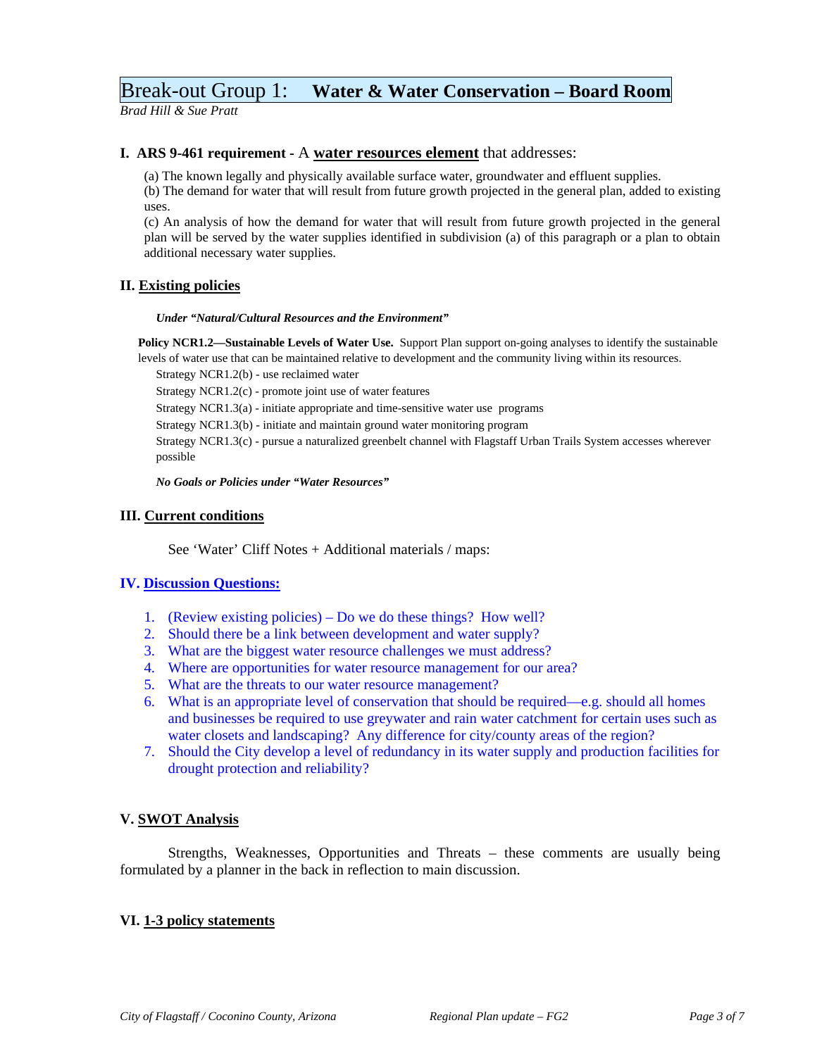# Break-out Group 1: **Water & Water Conservation – Board Room**

*Brad Hill & Sue Pratt*

### I. ARS 9-461 requirement - A <u>water resources element</u> that addresses:

(a) The known legally and physically available surface water, groundwater and effluent supplies.

(b) The demand for water that will result from future growth projected in the general plan, added to existing uses.

(c) An analysis of how the demand for water that will result from future growth projected in the general plan will be served by the water supplies identified in subdivision (a) of this paragraph or a plan to obtain additional necessary water supplies.

### II. <u>Existing policies</u>

***Under "Natural/Cultural Resources and the Environment"***

**Policy NCR1.2—Sustainable Levels of Water Use.** Support Plan support on-going analyses to identify the sustainable levels of water use that can be maintained relative to development and the community living within its resources.

Strategy NCR1.2(b) - use reclaimed water

Strategy NCR1.2(c) - promote joint use of water features

Strategy NCR1.3(a) - initiate appropriate and time-sensitive water use programs

Strategy NCR1.3(b) - initiate and maintain ground water monitoring program

Strategy NCR1.3(c) - pursue a naturalized greenbelt channel with Flagstaff Urban Trails System accesses wherever possible

***No Goals or Policies under "Water Resources"***

### III. <u>Current conditions</u>

See 'Water' Cliff Notes + Additional materials / maps:

### IV. <u>Discussion Questions:</u>

1. (Review existing policies) – Do we do these things? How well?
2. Should there be a link between development and water supply?
3. What are the biggest water resource challenges we must address?
4. Where are opportunities for water resource management for our area?
5. What are the threats to our water resource management?
6. What is an appropriate level of conservation that should be required—e.g. should all homes and businesses be required to use greywater and rain water catchment for certain uses such as water closets and landscaping? Any difference for city/county areas of the region?
7. Should the City develop a level of redundancy in its water supply and production facilities for drought protection and reliability?

### V. <u>SWOT Analysis</u>

Strengths, Weaknesses, Opportunities and Threats – these comments are usually being formulated by a planner in the back in reflection to main discussion.

### VI. <u>1-3 policy statements</u>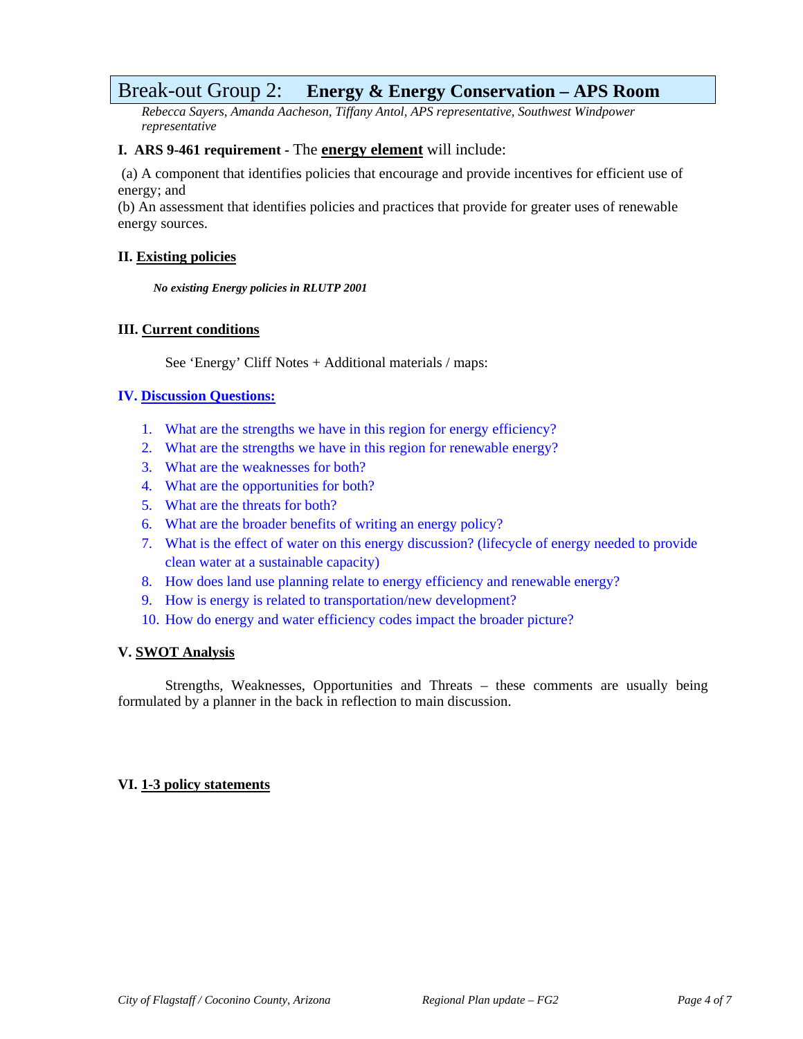# Break-out Group 2: **Energy & Energy Conservation – APS Room**

*Rebecca Sayers, Amanda Aacheson, Tiffany Antol, APS representative, Southwest Windpower representative*

**I. ARS 9-461 requirement** - The **energy element** will include:

(a) A component that identifies policies that encourage and provide incentives for efficient use of energy; and
(b) An assessment that identifies policies and practices that provide for greater uses of renewable energy sources.

**II. Existing policies**

***No existing Energy policies in RLUTP 2001***

**III. Current conditions**

See 'Energy' Cliff Notes + Additional materials / maps:

**IV. Discussion Questions:**

1. What are the strengths we have in this region for energy efficiency?
2. What are the strengths we have in this region for renewable energy?
3. What are the weaknesses for both?
4. What are the opportunities for both?
5. What are the threats for both?
6. What are the broader benefits of writing an energy policy?
7. What is the effect of water on this energy discussion? (lifecycle of energy needed to provide clean water at a sustainable capacity)
8. How does land use planning relate to energy efficiency and renewable energy?
9. How is energy is related to transportation/new development?
10. How do energy and water efficiency codes impact the broader picture?

**V. SWOT Analysis**

Strengths, Weaknesses, Opportunities and Threats – these comments are usually being formulated by a planner in the back in reflection to main discussion.

**VI. 1-3 policy statements**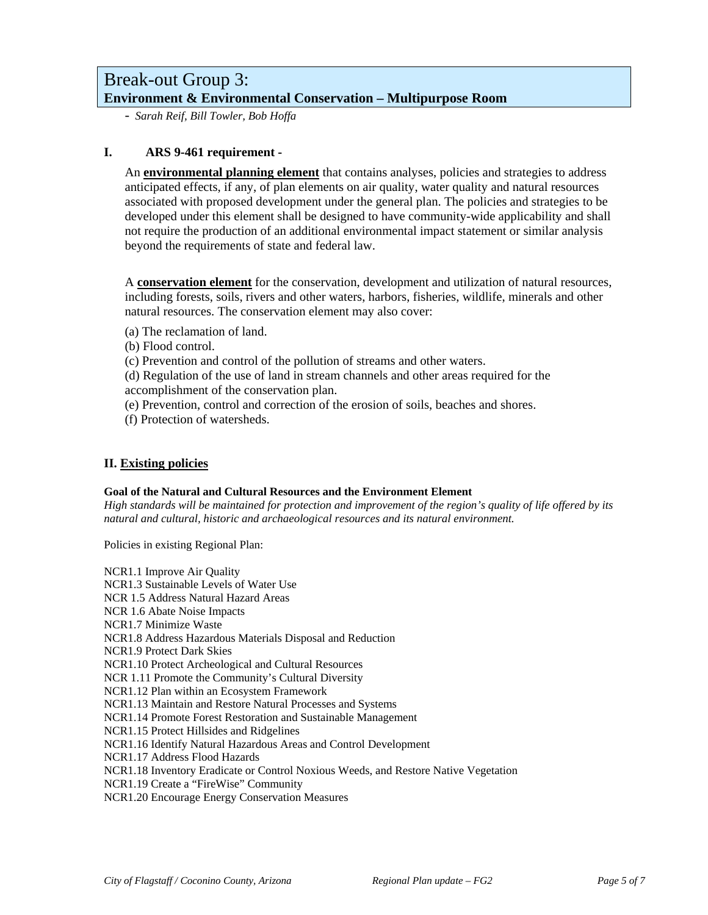## Break-out Group 3:
**Environment & Environmental Conservation – Multipurpose Room**

- *Sarah Reif, Bill Towler, Bob Hoffa*

### I. ARS 9-461 requirement -

An **environmental planning element** that contains analyses, policies and strategies to address anticipated effects, if any, of plan elements on air quality, water quality and natural resources associated with proposed development under the general plan. The policies and strategies to be developed under this element shall be designed to have community-wide applicability and shall not require the production of an additional environmental impact statement or similar analysis beyond the requirements of state and federal law.

A **conservation element** for the conservation, development and utilization of natural resources, including forests, soils, rivers and other waters, harbors, fisheries, wildlife, minerals and other natural resources. The conservation element may also cover:

(a) The reclamation of land.
(b) Flood control.
(c) Prevention and control of the pollution of streams and other waters.
(d) Regulation of the use of land in stream channels and other areas required for the accomplishment of the conservation plan.
(e) Prevention, control and correction of the erosion of soils, beaches and shores.
(f) Protection of watersheds.

### II. Existing policies

**Goal of the Natural and Cultural Resources and the Environment Element**
*High standards will be maintained for protection and improvement of the region's quality of life offered by its natural and cultural, historic and archaeological resources and its natural environment.*

Policies in existing Regional Plan:

NCR1.1 Improve Air Quality
NCR1.3 Sustainable Levels of Water Use
NCR 1.5 Address Natural Hazard Areas
NCR 1.6 Abate Noise Impacts
NCR1.7 Minimize Waste
NCR1.8 Address Hazardous Materials Disposal and Reduction
NCR1.9 Protect Dark Skies
NCR1.10 Protect Archeological and Cultural Resources
NCR 1.11 Promote the Community's Cultural Diversity
NCR1.12 Plan within an Ecosystem Framework
NCR1.13 Maintain and Restore Natural Processes and Systems
NCR1.14 Promote Forest Restoration and Sustainable Management
NCR1.15 Protect Hillsides and Ridgelines
NCR1.16 Identify Natural Hazardous Areas and Control Development
NCR1.17 Address Flood Hazards
NCR1.18 Inventory Eradicate or Control Noxious Weeds, and Restore Native Vegetation
NCR1.19 Create a "FireWise" Community
NCR1.20 Encourage Energy Conservation Measures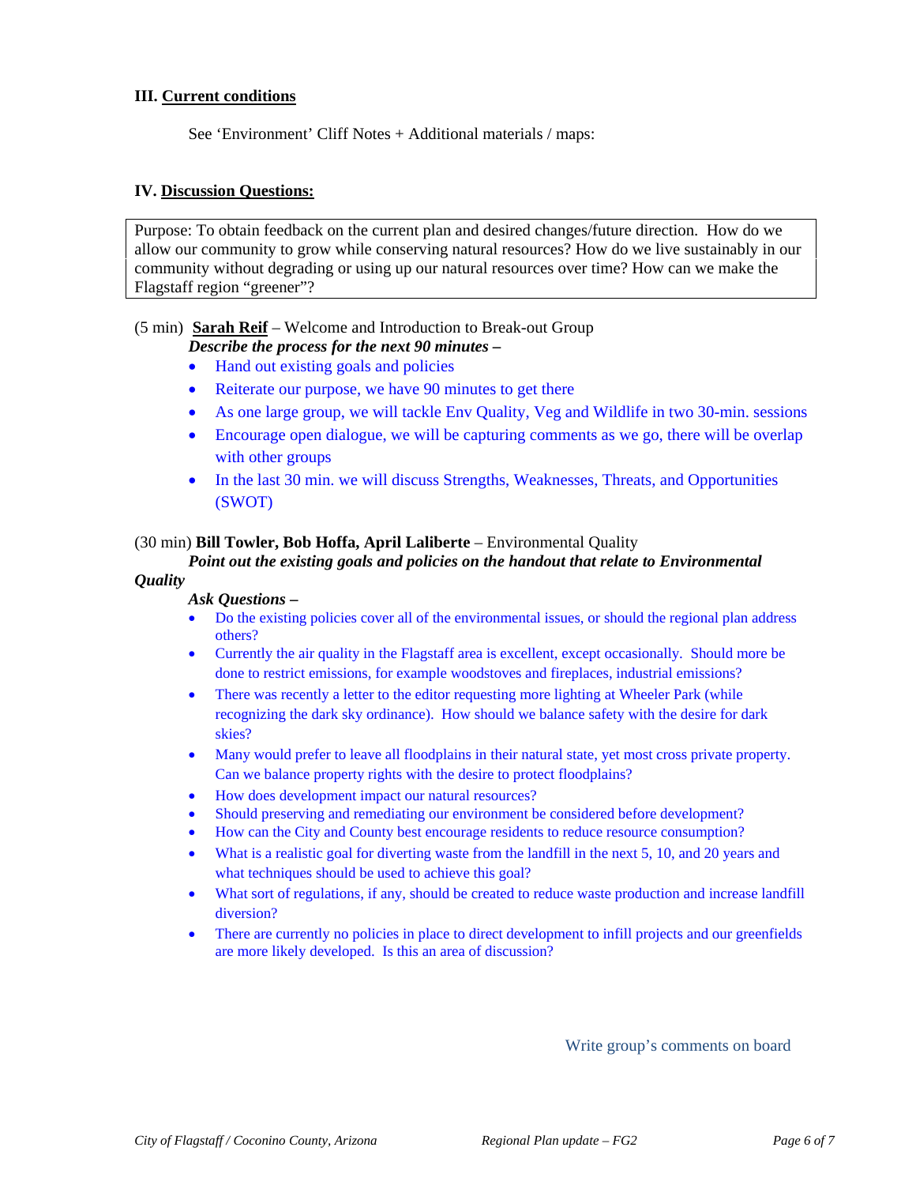### III. Current conditions

See 'Environment' Cliff Notes + Additional materials / maps:

### IV. Discussion Questions:

> Purpose: To obtain feedback on the current plan and desired changes/future direction. How do we allow our community to grow while conserving natural resources? How do we live sustainably in our community without degrading or using up our natural resources over time? How can we make the Flagstaff region "greener"?

(5 min) **Sarah Reif** – Welcome and Introduction to Break-out Group

***Describe the process for the next 90 minutes –***

- Hand out existing goals and policies
- Reiterate our purpose, we have 90 minutes to get there
- As one large group, we will tackle Env Quality, Veg and Wildlife in two 30-min. sessions
- Encourage open dialogue, we will be capturing comments as we go, there will be overlap with other groups
- In the last 30 min. we will discuss Strengths, Weaknesses, Threats, and Opportunities (SWOT)

(30 min) **Bill Towler, Bob Hoffa, April Laliberte** – Environmental Quality

***Point out the existing goals and policies on the handout that relate to Environmental Quality***

***Ask Questions –***

- Do the existing policies cover all of the environmental issues, or should the regional plan address others?
- Currently the air quality in the Flagstaff area is excellent, except occasionally. Should more be done to restrict emissions, for example woodstoves and fireplaces, industrial emissions?
- There was recently a letter to the editor requesting more lighting at Wheeler Park (while recognizing the dark sky ordinance). How should we balance safety with the desire for dark skies?
- Many would prefer to leave all floodplains in their natural state, yet most cross private property. Can we balance property rights with the desire to protect floodplains?
- How does development impact our natural resources?
- Should preserving and remediating our environment be considered before development?
- How can the City and County best encourage residents to reduce resource consumption?
- What is a realistic goal for diverting waste from the landfill in the next 5, 10, and 20 years and what techniques should be used to achieve this goal?
- What sort of regulations, if any, should be created to reduce waste production and increase landfill diversion?
- There are currently no policies in place to direct development to infill projects and our greenfields are more likely developed. Is this an area of discussion?

Write group's comments on board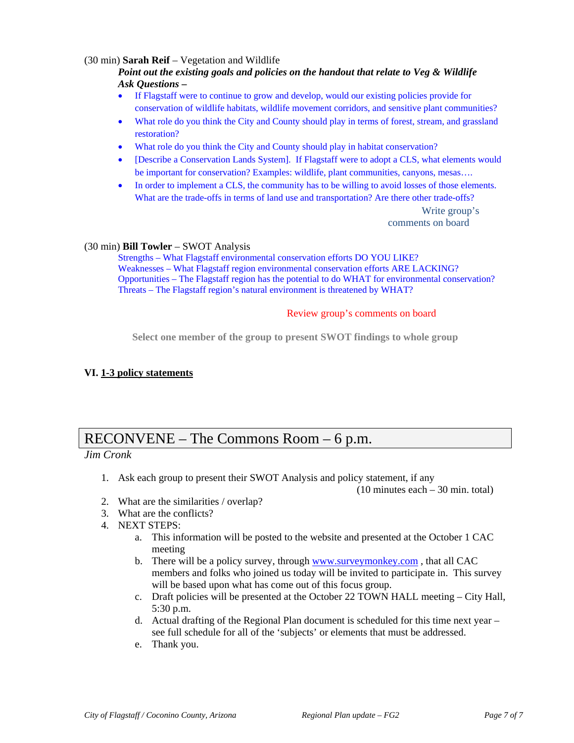(30 min) **Sarah Reif** – Vegetation and Wildlife

***Point out the existing goals and policies on the handout that relate to Veg & Wildlife***

***Ask Questions –***

- If Flagstaff were to continue to grow and develop, would our existing policies provide for conservation of wildlife habitats, wildlife movement corridors, and sensitive plant communities?
- What role do you think the City and County should play in terms of forest, stream, and grassland restoration?
- What role do you think the City and County should play in habitat conservation?
- [Describe a Conservation Lands System]. If Flagstaff were to adopt a CLS, what elements would be important for conservation? Examples: wildlife, plant communities, canyons, mesas….
- In order to implement a CLS, the community has to be willing to avoid losses of those elements. What are the trade-offs in terms of land use and transportation? Are there other trade-offs?

Write group's comments on board

(30 min) **Bill Towler** – SWOT Analysis

Strengths – What Flagstaff environmental conservation efforts DO YOU LIKE?
Weaknesses – What Flagstaff region environmental conservation efforts ARE LACKING?
Opportunities – The Flagstaff region has the potential to do WHAT for environmental conservation?
Threats – The Flagstaff region's natural environment is threatened by WHAT?

Review group's comments on board

**Select one member of the group to present SWOT findings to whole group**

**VI. 1-3 policy statements**

# RECONVENE – The Commons Room – 6 p.m.

*Jim Cronk*

1. Ask each group to present their SWOT Analysis and policy statement, if any (10 minutes each – 30 min. total)
2. What are the similarities / overlap?
3. What are the conflicts?
4. NEXT STEPS:
    a. This information will be posted to the website and presented at the October 1 CAC meeting
    b. There will be a policy survey, through www.surveymonkey.com , that all CAC members and folks who joined us today will be invited to participate in. This survey will be based upon what has come out of this focus group.
    c. Draft policies will be presented at the October 22 TOWN HALL meeting – City Hall, 5:30 p.m.
    d. Actual drafting of the Regional Plan document is scheduled for this time next year – see full schedule for all of the 'subjects' or elements that must be addressed.
    e. Thank you.